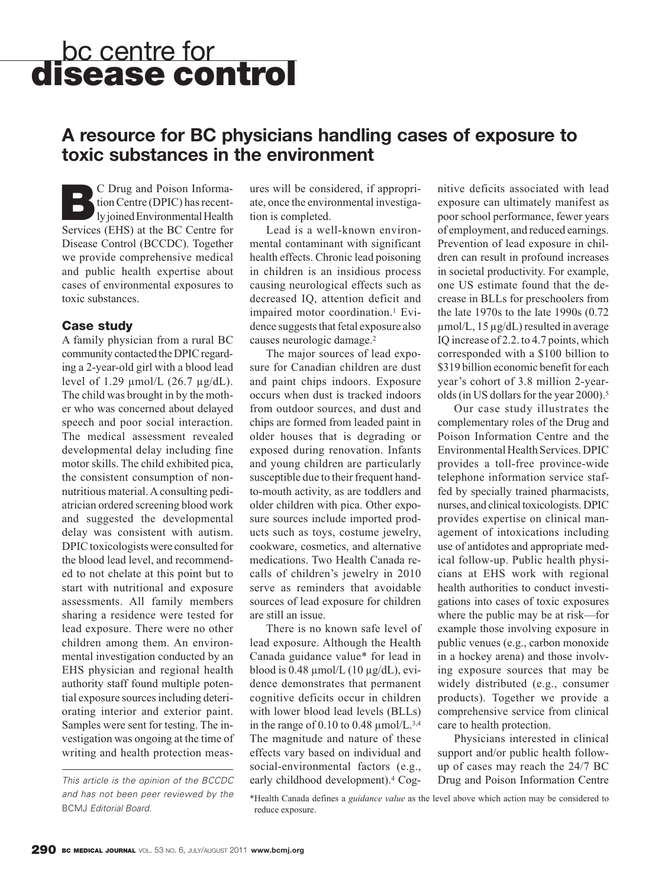# bc centre for disease control

## A resource for BC physicians handling cases of exposure to toxic substances in the environment

BC Drug and Poison Information Centre (DPIC) has recently joined Environmental Health Services (EHS) at the BC Centre for Disease Control (BCCDC). Together we provide comprehensive medical and public health expertise about cases of environmental exposures to toxic substances.

### Case study

A family physician from a rural BC community contacted the DPIC regarding a 2-year-old girl with a blood lead level of 1.29 μmol/L (26.7 μg/dL). The child was brought in by the mother who was concerned about delayed speech and poor social interaction. The medical assessment revealed developmental delay including fine motor skills. The child exhibited pica, the consistent consumption of non-nutritious material. A consulting pediatrician ordered screening blood work and suggested the developmental delay was consistent with autism. DPIC toxicologists were consulted for the blood lead level, and recommended to not chelate at this point but to start with nutritional and exposure assessments. All family members sharing a residence were tested for lead exposure. There were no other children among them. An environmental investigation conducted by an EHS physician and regional health authority staff found multiple potential exposure sources including deteriorating interior and exterior paint. Samples were sent for testing. The investigation was ongoing at the time of writing and health protection measures will be considered, if appropriate, once the environmental investigation is completed.

Lead is a well-known environmental contaminant with significant health effects. Chronic lead poisoning in children is an insidious process causing neurological effects such as decreased IQ, attention deficit and impaired motor coordination.[1] Evidence suggests that fetal exposure also causes neurologic damage.[2]

The major sources of lead exposure for Canadian children are dust and paint chips indoors. Exposure occurs when dust is tracked indoors from outdoor sources, and dust and chips are formed from leaded paint in older houses that is degrading or exposed during renovation. Infants and young children are particularly susceptible due to their frequent hand-to-mouth activity, as are toddlers and older children with pica. Other exposure sources include imported products such as toys, costume jewelry, cookware, cosmetics, and alternative medications. Two Health Canada recalls of children's jewelry in 2010 serve as reminders that avoidable sources of lead exposure for children are still an issue.

There is no known safe level of lead exposure. Although the Health Canada guidance value* for lead in blood is 0.48 μmol/L (10 μg/dL), evidence demonstrates that permanent cognitive deficits occur in children with lower blood lead levels (BLLs) in the range of 0.10 to 0.48 μmol/L.[3,4] The magnitude and nature of these effects vary based on individual and social-environmental factors (e.g., early childhood development).[4] Cognitive deficits associated with lead exposure can ultimately manifest as poor school performance, fewer years of employment, and reduced earnings. Prevention of lead exposure in children can result in profound increases in societal productivity. For example, one US estimate found that the decrease in BLLs for preschoolers from the late 1970s to the late 1990s (0.72 μmol/L, 15 μg/dL) resulted in average IQ increase of 2.2. to 4.7 points, which corresponded with a $100 billion to $319 billion economic benefit for each year's cohort of 3.8 million 2-year-olds (in US dollars for the year 2000).[5]

Our case study illustrates the complementary roles of the Drug and Poison Information Centre and the Environmental Health Services. DPIC provides a toll-free province-wide telephone information service staffed by specially trained pharmacists, nurses, and clinical toxicologists. DPIC provides expertise on clinical management of intoxications including use of antidotes and appropriate medical follow-up. Public health physicians at EHS work with regional health authorities to conduct investigations into cases of toxic exposures where the public may be at risk—for example those involving exposure in public venues (e.g., carbon monoxide in a hockey arena) and those involving exposure sources that may be widely distributed (e.g., consumer products). Together we provide a comprehensive service from clinical care to health protection.

Physicians interested in clinical support and/or public health follow-up of cases may reach the 24/7 BC Drug and Poison Information Centre

*This article is the opinion of the BCCDC and has not been peer reviewed by the BCMJ Editorial Board.*

*Health Canada defines a *guidance value* as the level above which action may be considered to reduce exposure.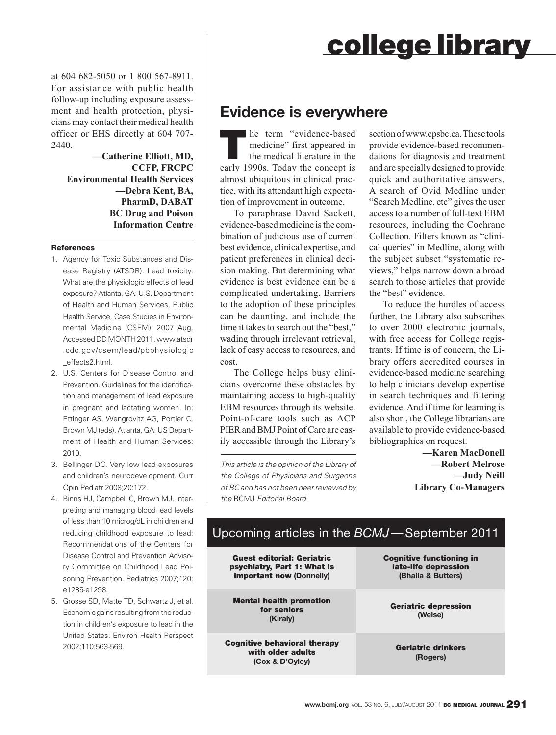at 604 682-5050 or 1 800 567-8911. For assistance with public health follow-up including exposure assessment and health protection, physicians may contact their medical health officer or EHS directly at 604 707-2440.

**—Catherine Elliott, MD, CCFP, FRCPC**
**Environmental Health Services**
**—Debra Kent, BA, PharmD, DABAT**
**BC Drug and Poison Information Centre**

#### References

1. Agency for Toxic Substances and Disease Registry (ATSDR). Lead toxicity. What are the physiologic effects of lead exposure? Atlanta, GA: U.S. Department of Health and Human Services, Public Health Service, Case Studies in Environmental Medicine (CSEM); 2007 Aug. Accessed DD MONTH 2011. www.atsdr.cdc.gov/csem/lead/pbphysiologic_effects2.html.
2. U.S. Centers for Disease Control and Prevention. Guidelines for the identification and management of lead exposure in pregnant and lactating women. In: Ettinger AS, Wengrovitz AG, Portier C, Brown MJ (eds). Atlanta, GA: US Department of Health and Human Services; 2010.
3. Bellinger DC. Very low lead exposures and children's neurodevelopment. Curr Opin Pediatr 2008;20:172.
4. Binns HJ, Campbell C, Brown MJ. Interpreting and managing blood lead levels of less than 10 microg/dL in children and reducing childhood exposure to lead: Recommendations of the Centers for Disease Control and Prevention Advisory Committee on Childhood Lead Poisoning Prevention. Pediatrics 2007;120: e1285-e1298.
5. Grosse SD, Matte TD, Schwartz J, et al. Economic gains resulting from the reduction in children's exposure to lead in the United States. Environ Health Perspect 2002;110:563-569.

# college library

## Evidence is everywhere

The term "evidence-based medicine" first appeared in the medical literature in the early 1990s. Today the concept is almost ubiquitous in clinical practice, with its attendant high expectation of improvement in outcome.

To paraphrase David Sackett, evidence-based medicine is the combination of judicious use of current best evidence, clinical expertise, and patient preferences in clinical decision making. But determining what evidence is best evidence can be a complicated undertaking. Barriers to the adoption of these principles can be daunting, and include the time it takes to search out the "best," wading through irrelevant retrieval, lack of easy access to resources, and cost.

The College helps busy clinicians overcome these obstacles by maintaining access to high-quality EBM resources through its website. Point-of-care tools such as ACP PIER and BMJ Point of Care are easily accessible through the Library's section of www.cpsbc.ca. These tools provide evidence-based recommendations for diagnosis and treatment and are specially designed to provide quick and authoritative answers. A search of Ovid Medline under "Search Medline, etc" gives the user access to a number of full-text EBM resources, including the Cochrane Collection. Filters known as "clinical queries" in Medline, along with the subject subset "systematic reviews," helps narrow down a broad search to those articles that provide the "best" evidence.

To reduce the hurdles of access further, the Library also subscribes to over 2000 electronic journals, with free access for College registrants. If time is of concern, the Library offers accredited courses in evidence-based medicine searching to help clinicians develop expertise in search techniques and filtering evidence. And if time for learning is also short, the College librarians are available to provide evidence-based bibliographies on request.

**—Karen MacDonell**
**—Robert Melrose**
**—Judy Neill**
**Library Co-Managers**

*This article is the opinion of the Library of the College of Physicians and Surgeons of BC and has not been peer reviewed by the* BCMJ *Editorial Board.*

## Upcoming articles in the *BCMJ*—September 2011

| | |
|---|---|
| **Guest editorial: Geriatric psychiatry, Part 1: What is important now** (Donnelly) | **Cognitive functioning in late-life depression** (Bhalla & Butters) |
| **Mental health promotion for seniors** (Kiraly) | **Geriatric depression** (Weise) |
| **Cognitive behavioral therapy with older adults** (Cox & D'Oyley) | **Geriatric drinkers** (Rogers) |